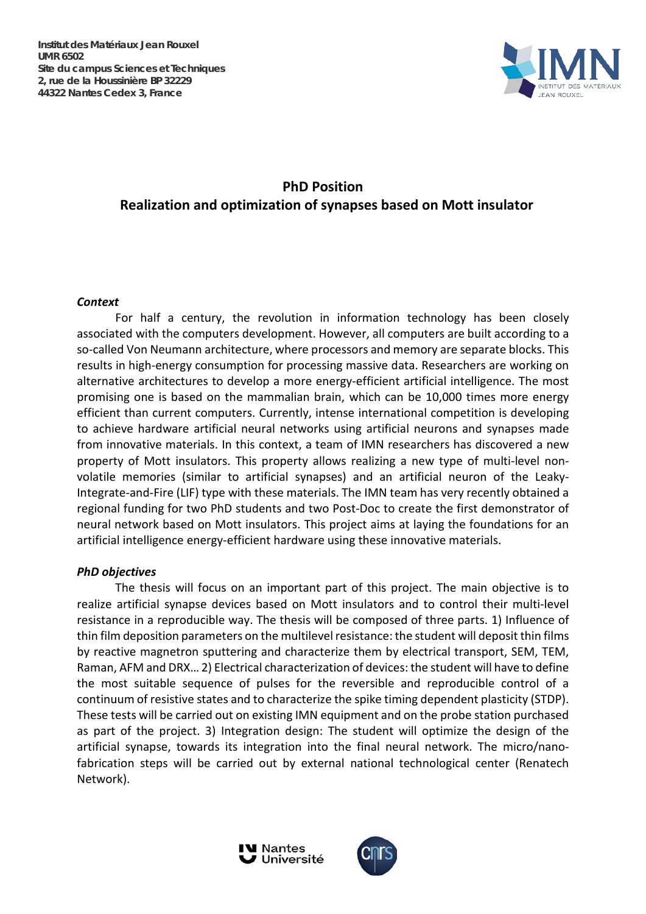**Institut des Matériaux Jean Rouxel**
**UMR 6502**
**Site du campus Sciences et Techniques**
**2, rue de la Houssinière BP 32229**
**44322 Nantes Cedex 3, France**

# PhD Position
## Realization and optimization of synapses based on Mott insulator

### *Context*

For half a century, the revolution in information technology has been closely associated with the computers development. However, all computers are built according to a so-called Von Neumann architecture, where processors and memory are separate blocks. This results in high-energy consumption for processing massive data. Researchers are working on alternative architectures to develop a more energy-efficient artificial intelligence. The most promising one is based on the mammalian brain, which can be 10,000 times more energy efficient than current computers. Currently, intense international competition is developing to achieve hardware artificial neural networks using artificial neurons and synapses made from innovative materials. In this context, a team of IMN researchers has discovered a new property of Mott insulators. This property allows realizing a new type of multi-level non-volatile memories (similar to artificial synapses) and an artificial neuron of the Leaky-Integrate-and-Fire (LIF) type with these materials. The IMN team has very recently obtained a regional funding for two PhD students and two Post-Doc to create the first demonstrator of neural network based on Mott insulators. This project aims at laying the foundations for an artificial intelligence energy-efficient hardware using these innovative materials.

### *PhD objectives*

The thesis will focus on an important part of this project. The main objective is to realize artificial synapse devices based on Mott insulators and to control their multi-level resistance in a reproducible way. The thesis will be composed of three parts. 1) Influence of thin film deposition parameters on the multilevel resistance: the student will deposit thin films by reactive magnetron sputtering and characterize them by electrical transport, SEM, TEM, Raman, AFM and DRX… 2) Electrical characterization of devices: the student will have to define the most suitable sequence of pulses for the reversible and reproducible control of a continuum of resistive states and to characterize the spike timing dependent plasticity (STDP). These tests will be carried out on existing IMN equipment and on the probe station purchased as part of the project. 3) Integration design: The student will optimize the design of the artificial synapse, towards its integration into the final neural network. The micro/nano-fabrication steps will be carried out by external national technological center (Renatech Network).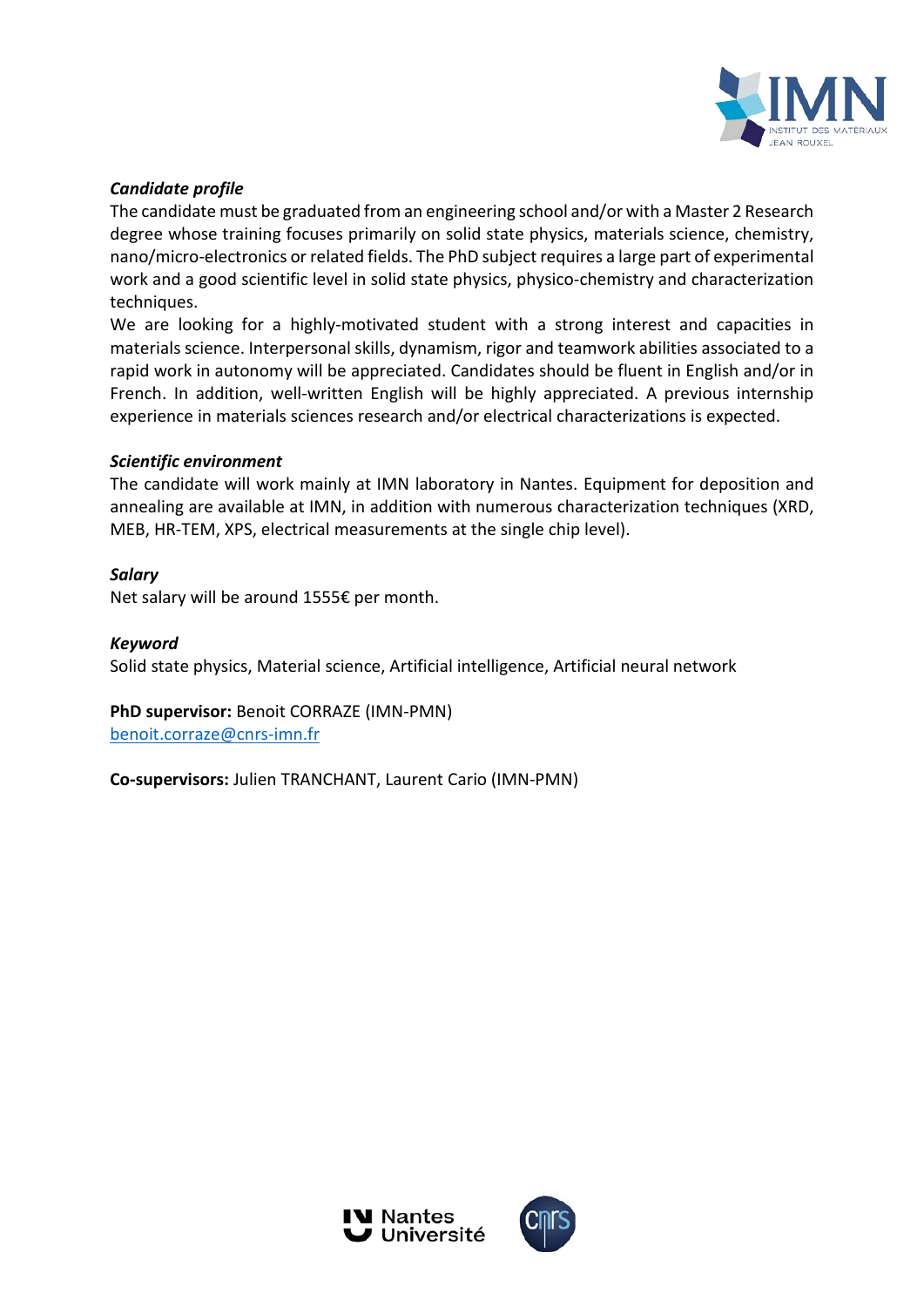***Candidate profile***

The candidate must be graduated from an engineering school and/or with a Master 2 Research degree whose training focuses primarily on solid state physics, materials science, chemistry, nano/micro-electronics or related fields. The PhD subject requires a large part of experimental work and a good scientific level in solid state physics, physico-chemistry and characterization techniques.

We are looking for a highly-motivated student with a strong interest and capacities in materials science. Interpersonal skills, dynamism, rigor and teamwork abilities associated to a rapid work in autonomy will be appreciated. Candidates should be fluent in English and/or in French. In addition, well-written English will be highly appreciated. A previous internship experience in materials sciences research and/or electrical characterizations is expected.

***Scientific environment***

The candidate will work mainly at IMN laboratory in Nantes. Equipment for deposition and annealing are available at IMN, in addition with numerous characterization techniques (XRD, MEB, HR-TEM, XPS, electrical measurements at the single chip level).

***Salary***

Net salary will be around 1555€ per month.

***Keyword***

Solid state physics, Material science, Artificial intelligence, Artificial neural network

**PhD supervisor:** Benoit CORRAZE (IMN-PMN)
benoit.corraze@cnrs-imn.fr

**Co-supervisors:** Julien TRANCHANT, Laurent Cario (IMN-PMN)